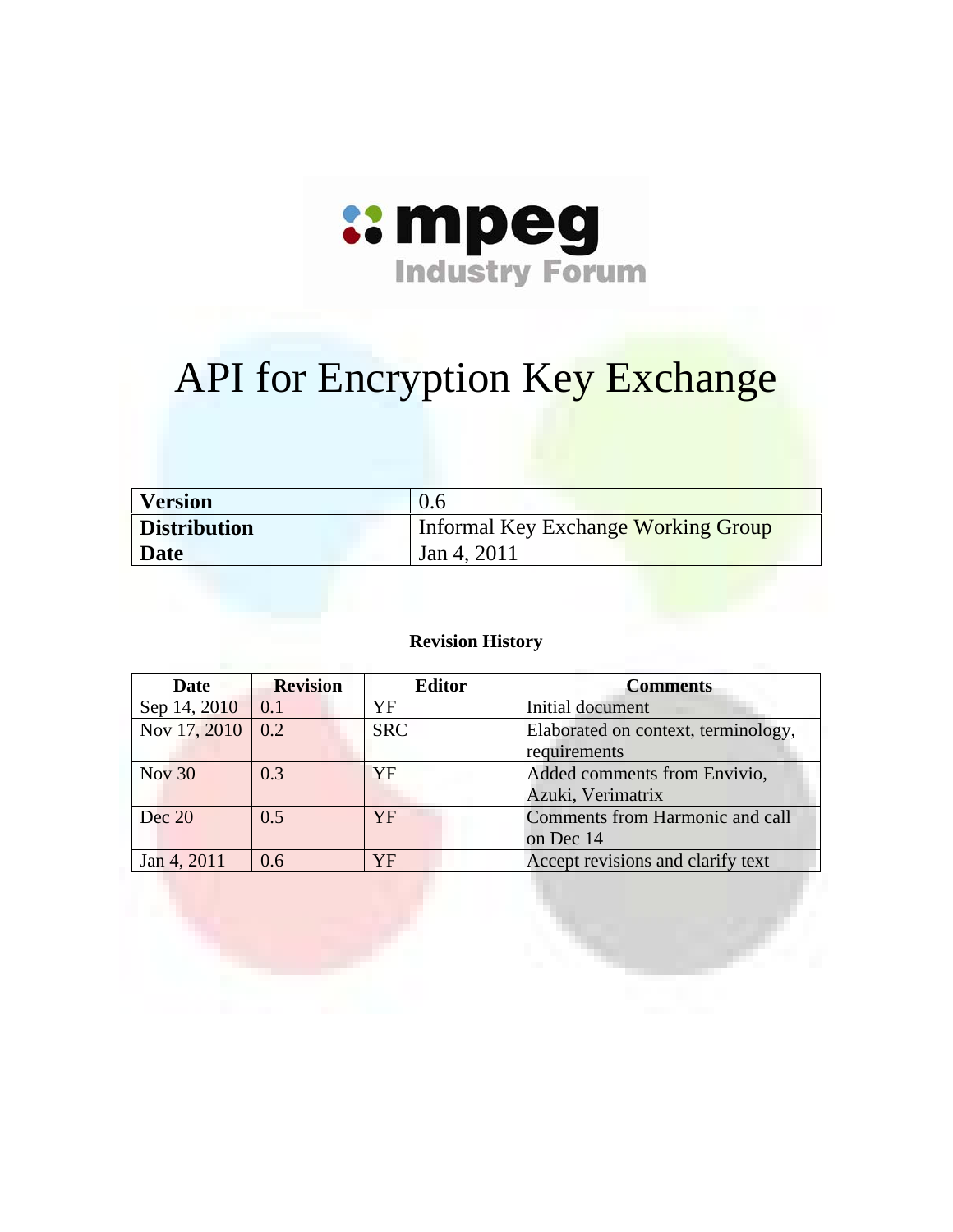mpeg Industry Forum

# API for Encryption Key Exchange

| **Version** | 0.6 |
| --- | --- |
| **Distribution** | Informal Key Exchange Working Group |
| **Date** | Jan 4, 2011 |

**Revision History**

| Date | Revision | Editor | Comments |
| --- | --- | --- | --- |
| Sep 14, 2010 | 0.1 | YF | Initial document |
| Nov 17, 2010 | 0.2 | SRC | Elaborated on context, terminology, requirements |
| Nov 30 | 0.3 | YF | Added comments from Envivio, Azuki, Verimatrix |
| Dec 20 | 0.5 | YF | Comments from Harmonic and call on Dec 14 |
| Jan 4, 2011 | 0.6 | YF | Accept revisions and clarify text |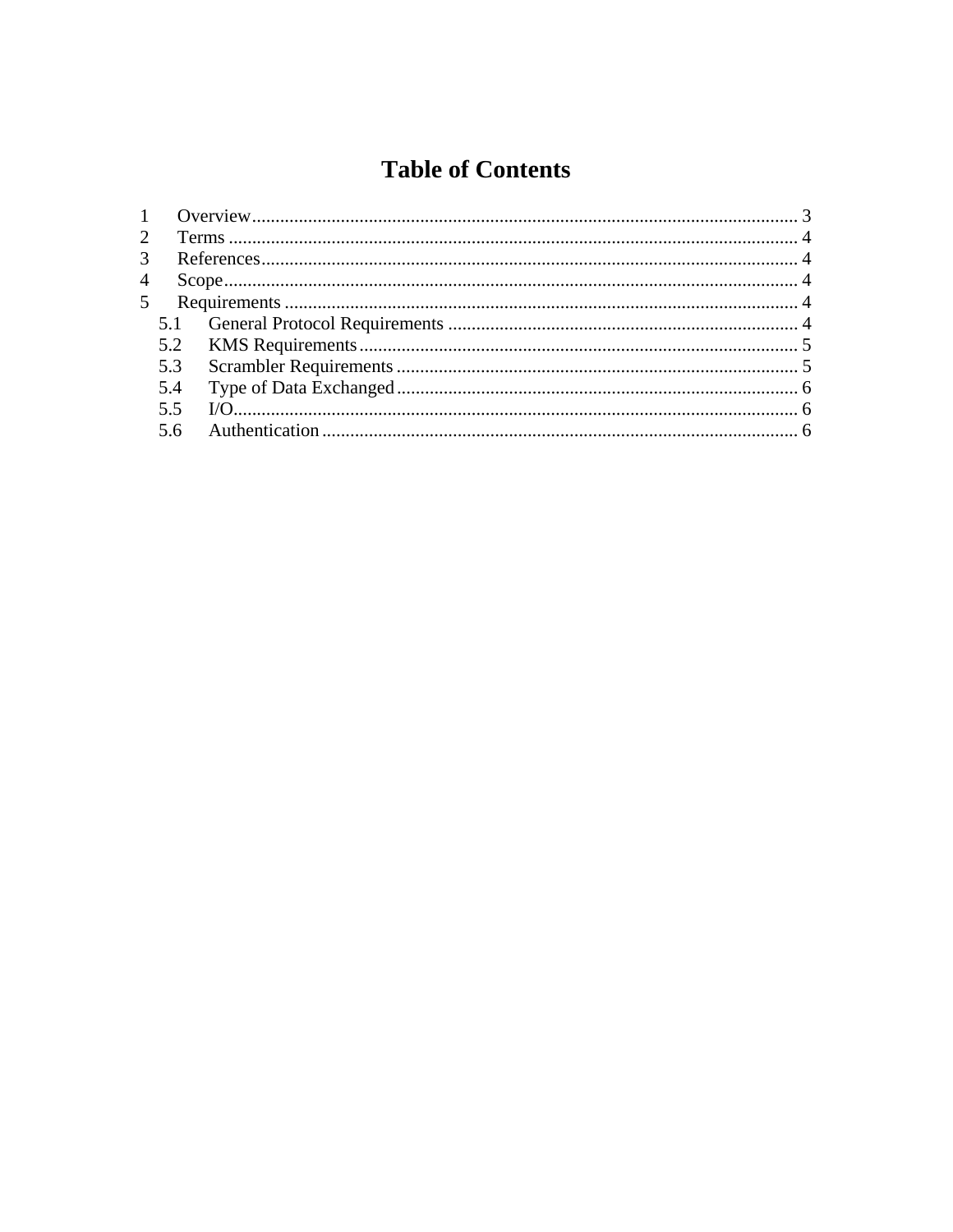# Table of Contents

1 Overview ........................................................ 3
2 Terms ........................................................ 4
3 References ........................................................ 4
4 Scope ........................................................ 4
5 Requirements ........................................................ 4
  5.1 General Protocol Requirements ........................................................ 4
  5.2 KMS Requirements ........................................................ 5
  5.3 Scrambler Requirements ........................................................ 5
  5.4 Type of Data Exchanged ........................................................ 6
  5.5 I/O ........................................................ 6
  5.6 Authentication ........................................................ 6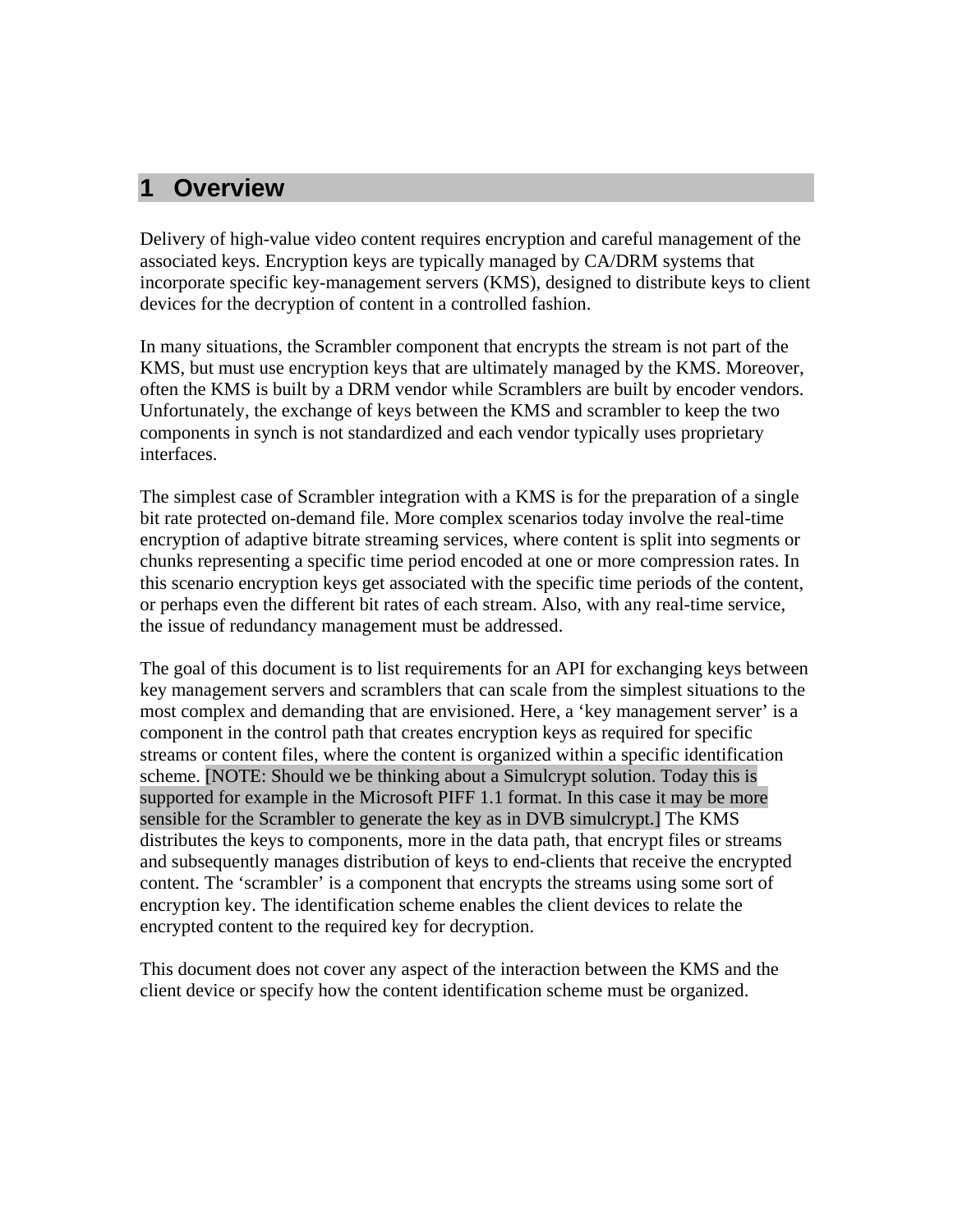# 1 Overview

Delivery of high-value video content requires encryption and careful management of the associated keys. Encryption keys are typically managed by CA/DRM systems that incorporate specific key-management servers (KMS), designed to distribute keys to client devices for the decryption of content in a controlled fashion.

In many situations, the Scrambler component that encrypts the stream is not part of the KMS, but must use encryption keys that are ultimately managed by the KMS. Moreover, often the KMS is built by a DRM vendor while Scramblers are built by encoder vendors. Unfortunately, the exchange of keys between the KMS and scrambler to keep the two components in synch is not standardized and each vendor typically uses proprietary interfaces.

The simplest case of Scrambler integration with a KMS is for the preparation of a single bit rate protected on-demand file. More complex scenarios today involve the real-time encryption of adaptive bitrate streaming services, where content is split into segments or chunks representing a specific time period encoded at one or more compression rates. In this scenario encryption keys get associated with the specific time periods of the content, or perhaps even the different bit rates of each stream. Also, with any real-time service, the issue of redundancy management must be addressed.

The goal of this document is to list requirements for an API for exchanging keys between key management servers and scramblers that can scale from the simplest situations to the most complex and demanding that are envisioned. Here, a 'key management server' is a component in the control path that creates encryption keys as required for specific streams or content files, where the content is organized within a specific identification scheme. [NOTE: Should we be thinking about a Simulcrypt solution. Today this is supported for example in the Microsoft PIFF 1.1 format. In this case it may be more sensible for the Scrambler to generate the key as in DVB simulcrypt.] The KMS distributes the keys to components, more in the data path, that encrypt files or streams and subsequently manages distribution of keys to end-clients that receive the encrypted content. The 'scrambler' is a component that encrypts the streams using some sort of encryption key. The identification scheme enables the client devices to relate the encrypted content to the required key for decryption.

This document does not cover any aspect of the interaction between the KMS and the client device or specify how the content identification scheme must be organized.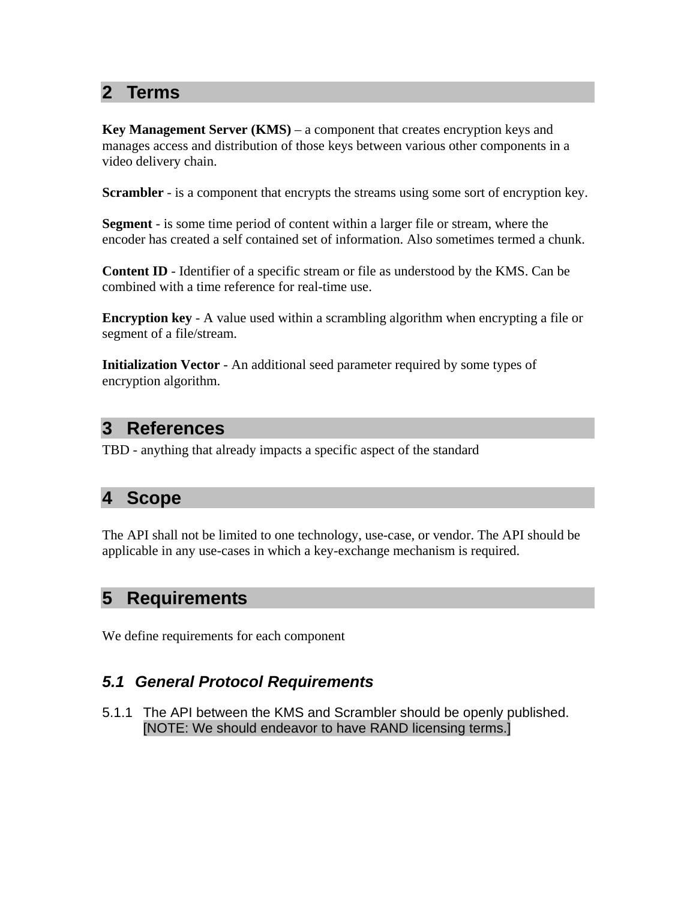## 2 Terms

**Key Management Server (KMS)** – a component that creates encryption keys and manages access and distribution of those keys between various other components in a video delivery chain.

**Scrambler** - is a component that encrypts the streams using some sort of encryption key.

**Segment** - is some time period of content within a larger file or stream, where the encoder has created a self contained set of information. Also sometimes termed a chunk.

**Content ID** - Identifier of a specific stream or file as understood by the KMS. Can be combined with a time reference for real-time use.

**Encryption key** - A value used within a scrambling algorithm when encrypting a file or segment of a file/stream.

**Initialization Vector** - An additional seed parameter required by some types of encryption algorithm.

## 3 References

TBD - anything that already impacts a specific aspect of the standard

## 4 Scope

The API shall not be limited to one technology, use-case, or vendor. The API should be applicable in any use-cases in which a key-exchange mechanism is required.

## 5 Requirements

We define requirements for each component

### *5.1 General Protocol Requirements*

5.1.1 The API between the KMS and Scrambler should be openly published. [NOTE: We should endeavor to have RAND licensing terms.]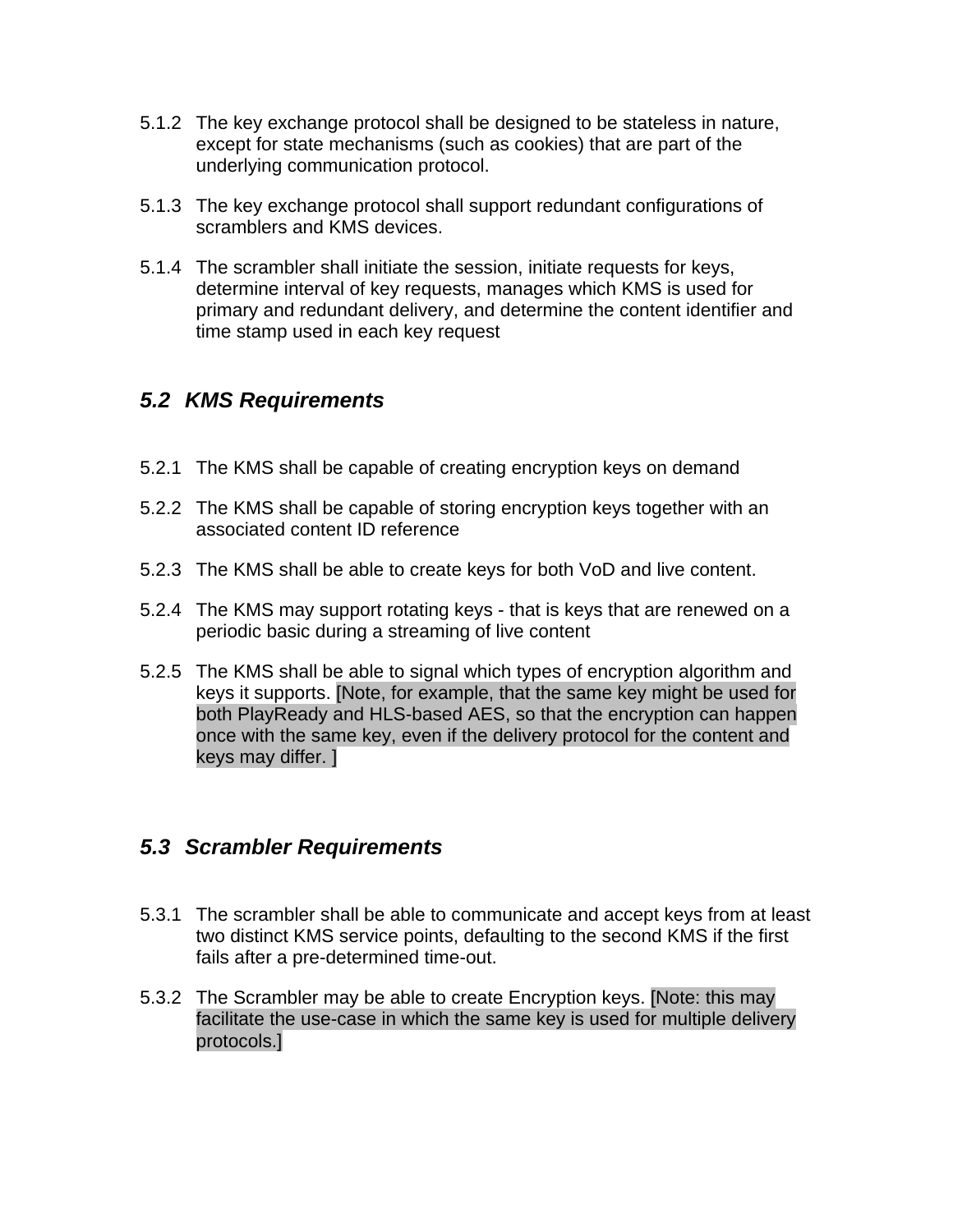5.1.2 The key exchange protocol shall be designed to be stateless in nature, except for state mechanisms (such as cookies) that are part of the underlying communication protocol.

5.1.3 The key exchange protocol shall support redundant configurations of scramblers and KMS devices.

5.1.4 The scrambler shall initiate the session, initiate requests for keys, determine interval of key requests, manages which KMS is used for primary and redundant delivery, and determine the content identifier and time stamp used in each key request

## *5.2 KMS Requirements*

5.2.1 The KMS shall be capable of creating encryption keys on demand

5.2.2 The KMS shall be capable of storing encryption keys together with an associated content ID reference

5.2.3 The KMS shall be able to create keys for both VoD and live content.

5.2.4 The KMS may support rotating keys - that is keys that are renewed on a periodic basic during a streaming of live content

5.2.5 The KMS shall be able to signal which types of encryption algorithm and keys it supports. [Note, for example, that the same key might be used for both PlayReady and HLS-based AES, so that the encryption can happen once with the same key, even if the delivery protocol for the content and keys may differ. ]

## *5.3 Scrambler Requirements*

5.3.1 The scrambler shall be able to communicate and accept keys from at least two distinct KMS service points, defaulting to the second KMS if the first fails after a pre-determined time-out.

5.3.2 The Scrambler may be able to create Encryption keys. [Note: this may facilitate the use-case in which the same key is used for multiple delivery protocols.]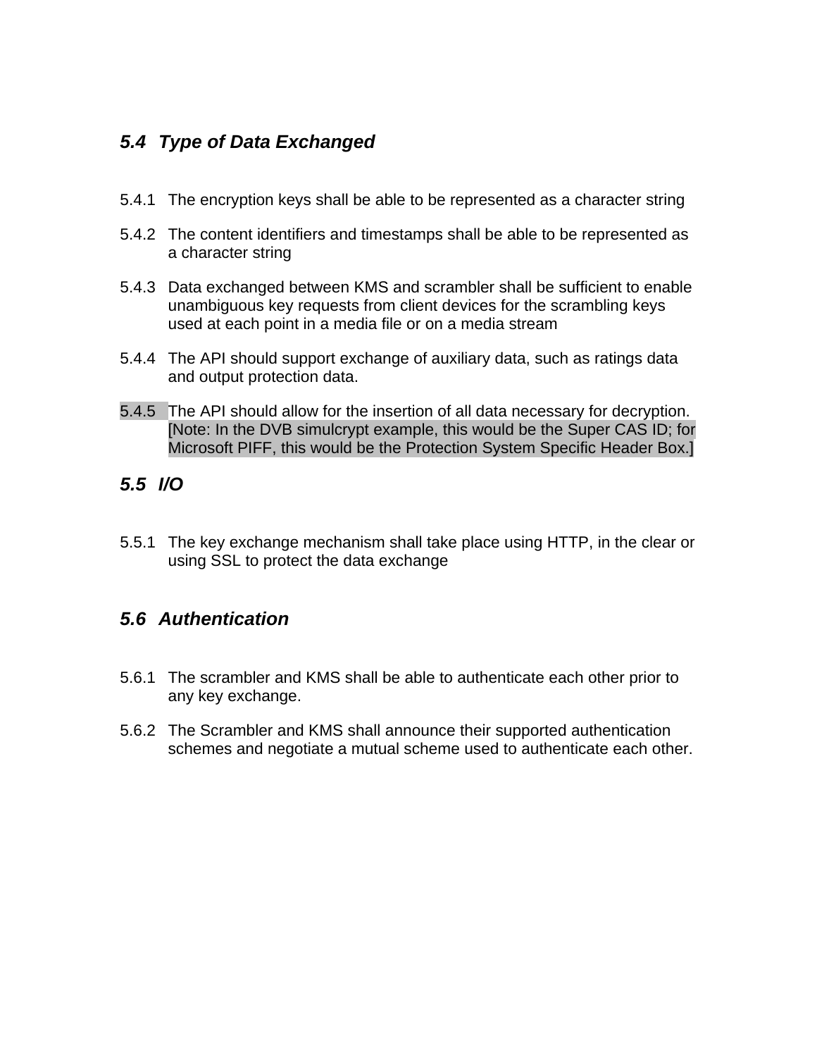## *5.4 Type of Data Exchanged*

5.4.1 The encryption keys shall be able to be represented as a character string

5.4.2 The content identifiers and timestamps shall be able to be represented as a character string

5.4.3 Data exchanged between KMS and scrambler shall be sufficient to enable unambiguous key requests from client devices for the scrambling keys used at each point in a media file or on a media stream

5.4.4 The API should support exchange of auxiliary data, such as ratings data and output protection data.

5.4.5 The API should allow for the insertion of all data necessary for decryption. [Note: In the DVB simulcrypt example, this would be the Super CAS ID; for Microsoft PIFF, this would be the Protection System Specific Header Box.]

## *5.5 I/O*

5.5.1 The key exchange mechanism shall take place using HTTP, in the clear or using SSL to protect the data exchange

## *5.6 Authentication*

5.6.1 The scrambler and KMS shall be able to authenticate each other prior to any key exchange.

5.6.2 The Scrambler and KMS shall announce their supported authentication schemes and negotiate a mutual scheme used to authenticate each other.